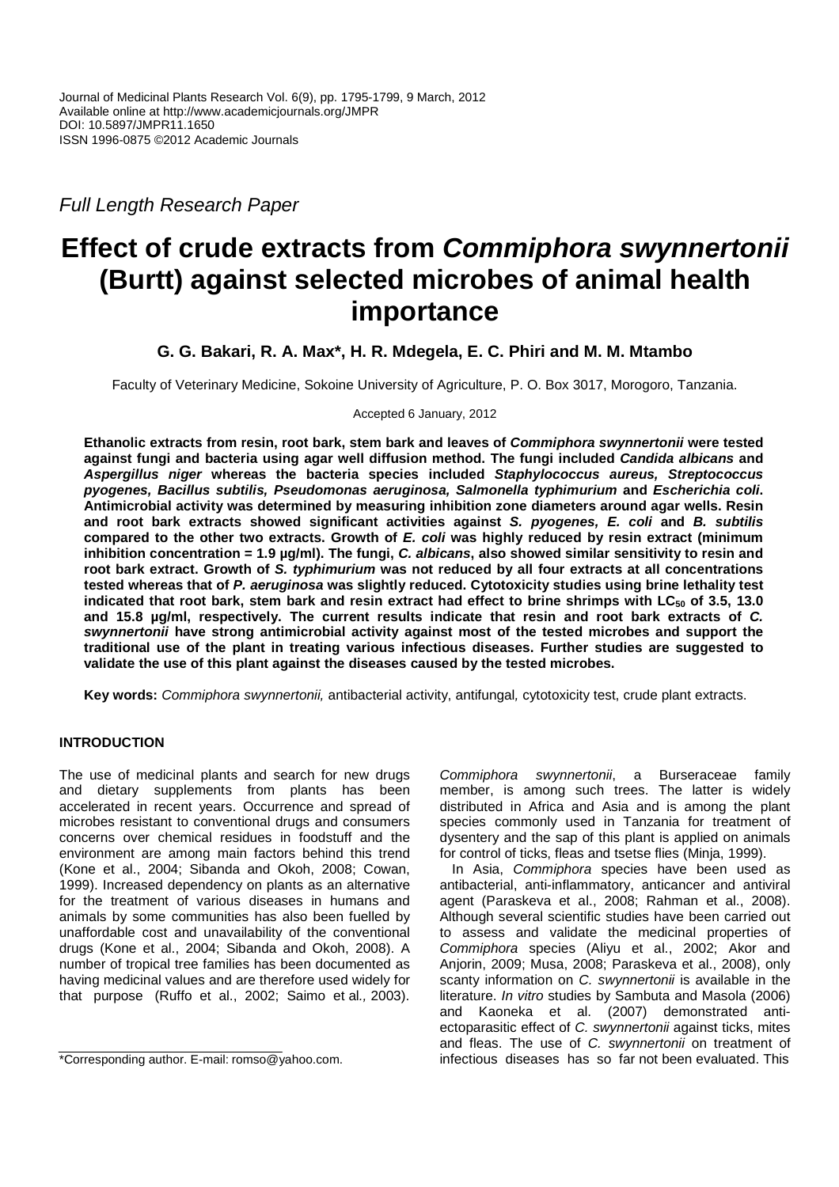Journal of Medicinal Plants Research Vol. 6(9), pp. 1795-1799, 9 March, 2012
Available online at http://www.academicjournals.org/JMPR
DOI: 10.5897/JMPR11.1650
ISSN 1996-0875 ©2012 Academic Journals

*Full Length Research Paper*

# Effect of crude extracts from *Commiphora swynnertonii* (Burtt) against selected microbes of animal health importance

**G. G. Bakari, R. A. Max\*, H. R. Mdegela, E. C. Phiri and M. M. Mtambo**

Faculty of Veterinary Medicine, Sokoine University of Agriculture, P. O. Box 3017, Morogoro, Tanzania.

Accepted 6 January, 2012

**Ethanolic extracts from resin, root bark, stem bark and leaves of *Commiphora swynnertonii* were tested against fungi and bacteria using agar well diffusion method. The fungi included *Candida albicans* and *Aspergillus niger* whereas the bacteria species included *Staphylococcus aureus, Streptococcus pyogenes, Bacillus subtilis, Pseudomonas aeruginosa, Salmonella typhimurium* and *Escherichia coli*. Antimicrobial activity was determined by measuring inhibition zone diameters around agar wells. Resin and root bark extracts showed significant activities against *S. pyogenes, E. coli* and *B. subtilis* compared to the other two extracts. Growth of *E. coli* was highly reduced by resin extract (minimum inhibition concentration = 1.9 µg/ml). The fungi, *C. albicans*, also showed similar sensitivity to resin and root bark extract. Growth of *S. typhimurium* was not reduced by all four extracts at all concentrations tested whereas that of *P. aeruginosa* was slightly reduced. Cytotoxicity studies using brine lethality test indicated that root bark, stem bark and resin extract had effect to brine shrimps with $LC_{50}$ of 3.5, 13.0 and 15.8 µg/ml, respectively. The current results indicate that resin and root bark extracts of *C. swynnertonii* have strong antimicrobial activity against most of the tested microbes and support the traditional use of the plant in treating various infectious diseases. Further studies are suggested to validate the use of this plant against the diseases caused by the tested microbes.**

**Key words:** *Commiphora swynnertonii,* antibacterial activity, antifungal*,* cytotoxicity test, crude plant extracts.

## INTRODUCTION

The use of medicinal plants and search for new drugs and dietary supplements from plants has been accelerated in recent years. Occurrence and spread of microbes resistant to conventional drugs and consumers concerns over chemical residues in foodstuff and the environment are among main factors behind this trend (Kone et al., 2004; Sibanda and Okoh, 2008; Cowan, 1999). Increased dependency on plants as an alternative for the treatment of various diseases in humans and animals by some communities has also been fuelled by unaffordable cost and unavailability of the conventional drugs (Kone et al., 2004; Sibanda and Okoh, 2008). A number of tropical tree families has been documented as having medicinal values and are therefore used widely for that purpose (Ruffo et al., 2002; Saimo et al*.,* 2003). *Commiphora swynnertonii*, a Burseraceae family member, is among such trees. The latter is widely distributed in Africa and Asia and is among the plant species commonly used in Tanzania for treatment of dysentery and the sap of this plant is applied on animals for control of ticks, fleas and tsetse flies (Minja, 1999).

In Asia, *Commiphora* species have been used as antibacterial, anti-inflammatory, anticancer and antiviral agent (Paraskeva et al., 2008; Rahman et al., 2008). Although several scientific studies have been carried out to assess and validate the medicinal properties of *Commiphora* species (Aliyu et al., 2002; Akor and Anjorin, 2009; Musa, 2008; Paraskeva et al., 2008), only scanty information on *C. swynnertonii* is available in the literature. *In vitro* studies by Sambuta and Masola (2006) and Kaoneka et al. (2007) demonstrated anti-ectoparasitic effect of *C. swynnertonii* against ticks, mites and fleas. The use of *C. swynnertonii* on treatment of infectious diseases has so far not been evaluated. This

\*Corresponding author. E-mail: romso@yahoo.com.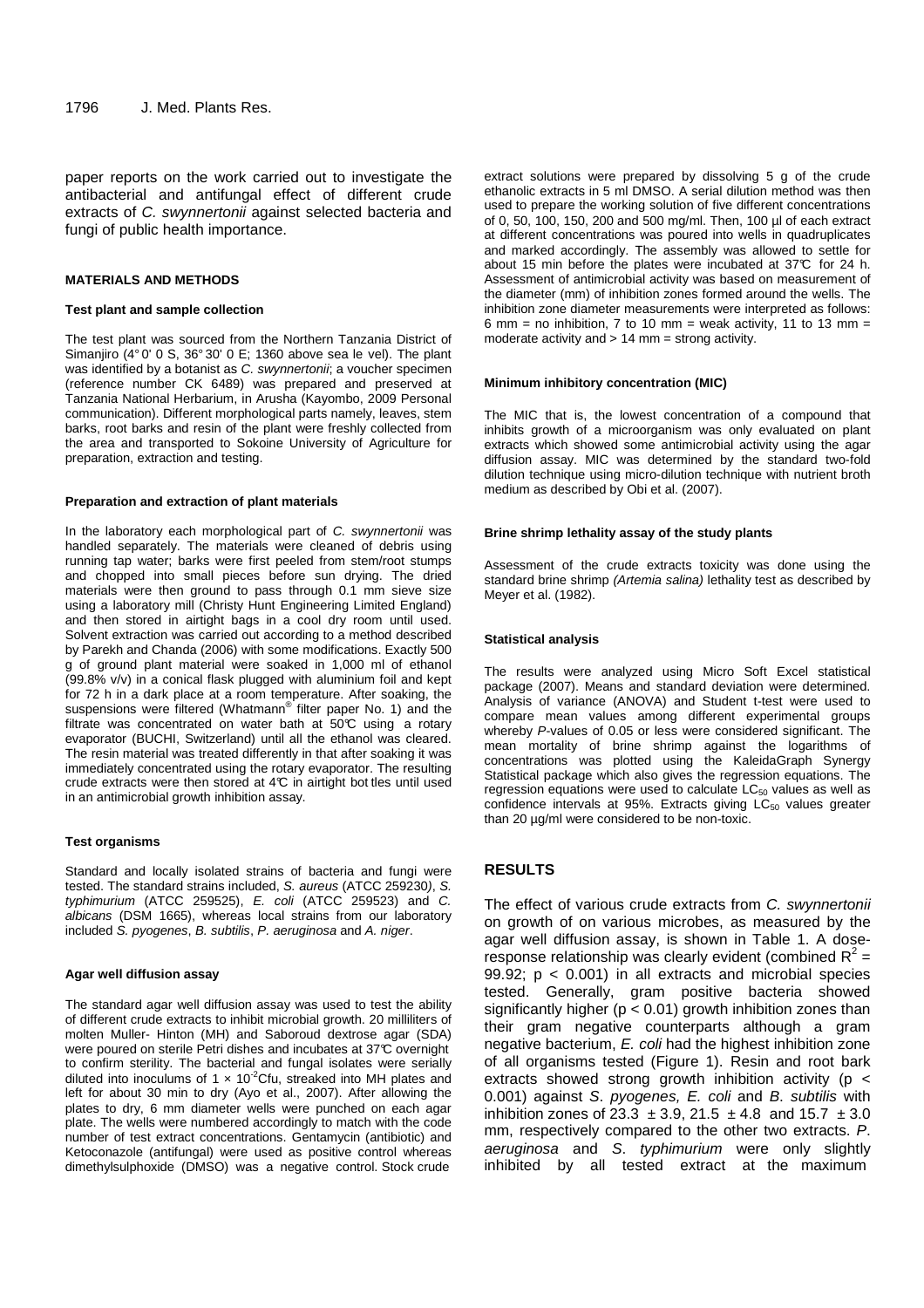paper reports on the work carried out to investigate the antibacterial and antifungal effect of different crude extracts of *C. swynnertonii* against selected bacteria and fungi of public health importance.

## MATERIALS AND METHODS

### Test plant and sample collection

The test plant was sourced from the Northern Tanzania District of Simanjiro (4° 0' 0 S, 36° 30' 0 E; 1360 above sea le vel). The plant was identified by a botanist as *C. swynnertonii*; a voucher specimen (reference number CK 6489) was prepared and preserved at Tanzania National Herbarium, in Arusha (Kayombo, 2009 Personal communication). Different morphological parts namely, leaves, stem barks, root barks and resin of the plant were freshly collected from the area and transported to Sokoine University of Agriculture for preparation, extraction and testing.

### Preparation and extraction of plant materials

In the laboratory each morphological part of *C. swynnertonii* was handled separately. The materials were cleaned of debris using running tap water; barks were first peeled from stem/root stumps and chopped into small pieces before sun drying. The dried materials were then ground to pass through 0.1 mm sieve size using a laboratory mill (Christy Hunt Engineering Limited England) and then stored in airtight bags in a cool dry room until used. Solvent extraction was carried out according to a method described by Parekh and Chanda (2006) with some modifications. Exactly 500 g of ground plant material were soaked in 1,000 ml of ethanol (99.8% v/v) in a conical flask plugged with aluminium foil and kept for 72 h in a dark place at a room temperature. After soaking, the suspensions were filtered (Whatmann® filter paper No. 1) and the filtrate was concentrated on water bath at 50℃ using a rotary evaporator (BUCHI, Switzerland) until all the ethanol was cleared. The resin material was treated differently in that after soaking it was immediately concentrated using the rotary evaporator. The resulting crude extracts were then stored at 4℃ in airtight bot tles until used in an antimicrobial growth inhibition assay.

### Test organisms

Standard and locally isolated strains of bacteria and fungi were tested. The standard strains included, *S. aureus* (ATCC 259230), *S. typhimurium* (ATCC 259525), *E. coli* (ATCC 259523) and *C. albicans* (DSM 1665), whereas local strains from our laboratory included *S. pyogenes*, *B. subtilis*, *P. aeruginosa* and *A. niger*.

### Agar well diffusion assay

The standard agar well diffusion assay was used to test the ability of different crude extracts to inhibit microbial growth. 20 milliliters of molten Muller- Hinton (MH) and Saboroud dextrose agar (SDA) were poured on sterile Petri dishes and incubates at 37℃ overnight to confirm sterility. The bacterial and fungal isolates were serially diluted into inoculums of $1 \times 10^{-2}$Cfu, streaked into MH plates and left for about 30 min to dry (Ayo et al., 2007). After allowing the plates to dry, 6 mm diameter wells were punched on each agar plate. The wells were numbered accordingly to match with the code number of test extract concentrations. Gentamycin (antibiotic) and Ketoconazole (antifungal) were used as positive control whereas dimethylsulphoxide (DMSO) was a negative control. Stock crude extract solutions were prepared by dissolving 5 g of the crude ethanolic extracts in 5 ml DMSO. A serial dilution method was then used to prepare the working solution of five different concentrations of 0, 50, 100, 150, 200 and 500 mg/ml. Then, 100 µl of each extract at different concentrations was poured into wells in quadruplicates and marked accordingly. The assembly was allowed to settle for about 15 min before the plates were incubated at 37℃ for 24 h. Assessment of antimicrobial activity was based on measurement of the diameter (mm) of inhibition zones formed around the wells. The inhibition zone diameter measurements were interpreted as follows: 6 mm = no inhibition, 7 to 10 mm = weak activity, 11 to 13 mm = moderate activity and > 14 mm = strong activity.

### Minimum inhibitory concentration (MIC)

The MIC that is, the lowest concentration of a compound that inhibits growth of a microorganism was only evaluated on plant extracts which showed some antimicrobial activity using the agar diffusion assay. MIC was determined by the standard two-fold dilution technique using micro-dilution technique with nutrient broth medium as described by Obi et al. (2007).

### Brine shrimp lethality assay of the study plants

Assessment of the crude extracts toxicity was done using the standard brine shrimp *(Artemia salina)* lethality test as described by Meyer et al. (1982).

### Statistical analysis

The results were analyzed using Micro Soft Excel statistical package (2007). Means and standard deviation were determined. Analysis of variance (ANOVA) and Student t-test were used to compare mean values among different experimental groups whereby *P*-values of 0.05 or less were considered significant. The mean mortality of brine shrimp against the logarithms of concentrations was plotted using the KaleidaGraph Synergy Statistical package which also gives the regression equations. The regression equations were used to calculate $LC_{50}$ values as well as confidence intervals at 95%. Extracts giving $LC_{50}$ values greater than 20 µg/ml were considered to be non-toxic.

## RESULTS

The effect of various crude extracts from *C. swynnertonii* on growth of on various microbes, as measured by the agar well diffusion assay, is shown in Table 1. A dose-response relationship was clearly evident (combined $R^2$ = 99.92; $p < 0.001$) in all extracts and microbial species tested. Generally, gram positive bacteria showed significantly higher ($p < 0.01$) growth inhibition zones than their gram negative counterparts although a gram negative bacterium, *E. coli* had the highest inhibition zone of all organisms tested (Figure 1). Resin and root bark extracts showed strong growth inhibition activity ($p < 0.001$) against *S. pyogenes, E. coli* and *B. subtilis* with inhibition zones of 23.3 ± 3.9, 21.5 ± 4.8 and 15.7 ± 3.0 mm, respectively compared to the other two extracts. *P. aeruginosa* and *S. typhimurium* were only slightly inhibited by all tested extract at the maximum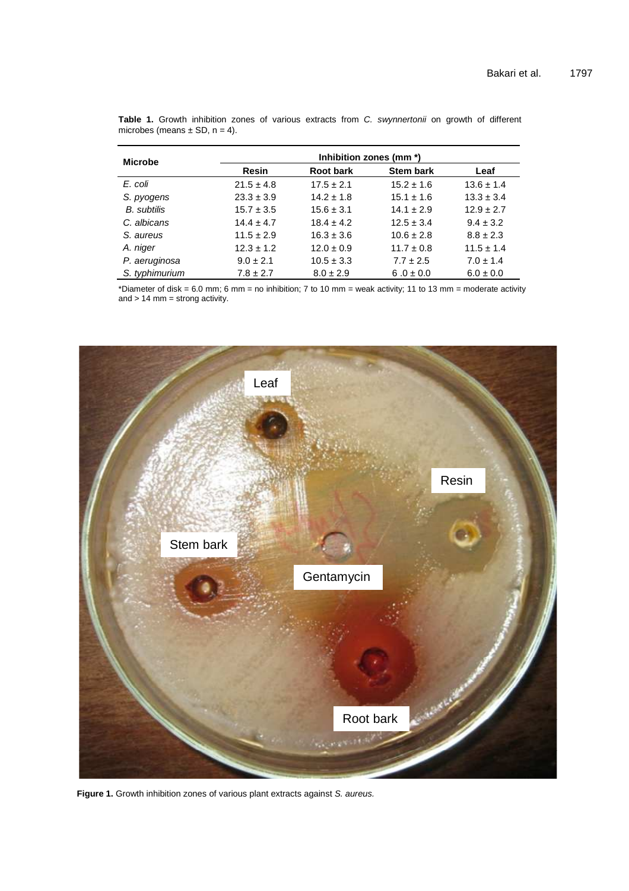**Table 1.** Growth inhibition zones of various extracts from *C. swynnertonii* on growth of different microbes (means ± SD, n = 4).

| Microbe | Inhibition zones (mm *) | | | |
|---|---|---|---|---|
| | Resin | Root bark | Stem bark | Leaf |
| *E. coli* | 21.5 ± 4.8 | 17.5 ± 2.1 | 15.2 ± 1.6 | 13.6 ± 1.4 |
| *S. pyogens* | 23.3 ± 3.9 | 14.2 ± 1.8 | 15.1 ± 1.6 | 13.3 ± 3.4 |
| *B. subtilis* | 15.7 ± 3.5 | 15.6 ± 3.1 | 14.1 ± 2.9 | 12.9 ± 2.7 |
| *C. albicans* | 14.4 ± 4.7 | 18.4 ± 4.2 | 12.5 ± 3.4 | 9.4 ± 3.2 |
| *S. aureus* | 11.5 ± 2.9 | 16.3 ± 3.6 | 10.6 ± 2.8 | 8.8 ± 2.3 |
| *A. niger* | 12.3 ± 1.2 | 12.0 ± 0.9 | 11.7 ± 0.8 | 11.5 ± 1.4 |
| *P. aeruginosa* | 9.0 ± 2.1 | 10.5 ± 3.3 | 7.7 ± 2.5 | 7.0 ± 1.4 |
| *S. typhimurium* | 7.8 ± 2.7 | 8.0 ± 2.9 | 6 .0 ± 0.0 | 6.0 ± 0.0 |

*Diameter of disk = 6.0 mm; 6 mm = no inhibition; 7 to 10 mm = weak activity; 11 to 13 mm = moderate activity and > 14 mm = strong activity.

**Figure 1.** Growth inhibition zones of various plant extracts against *S. aureus.*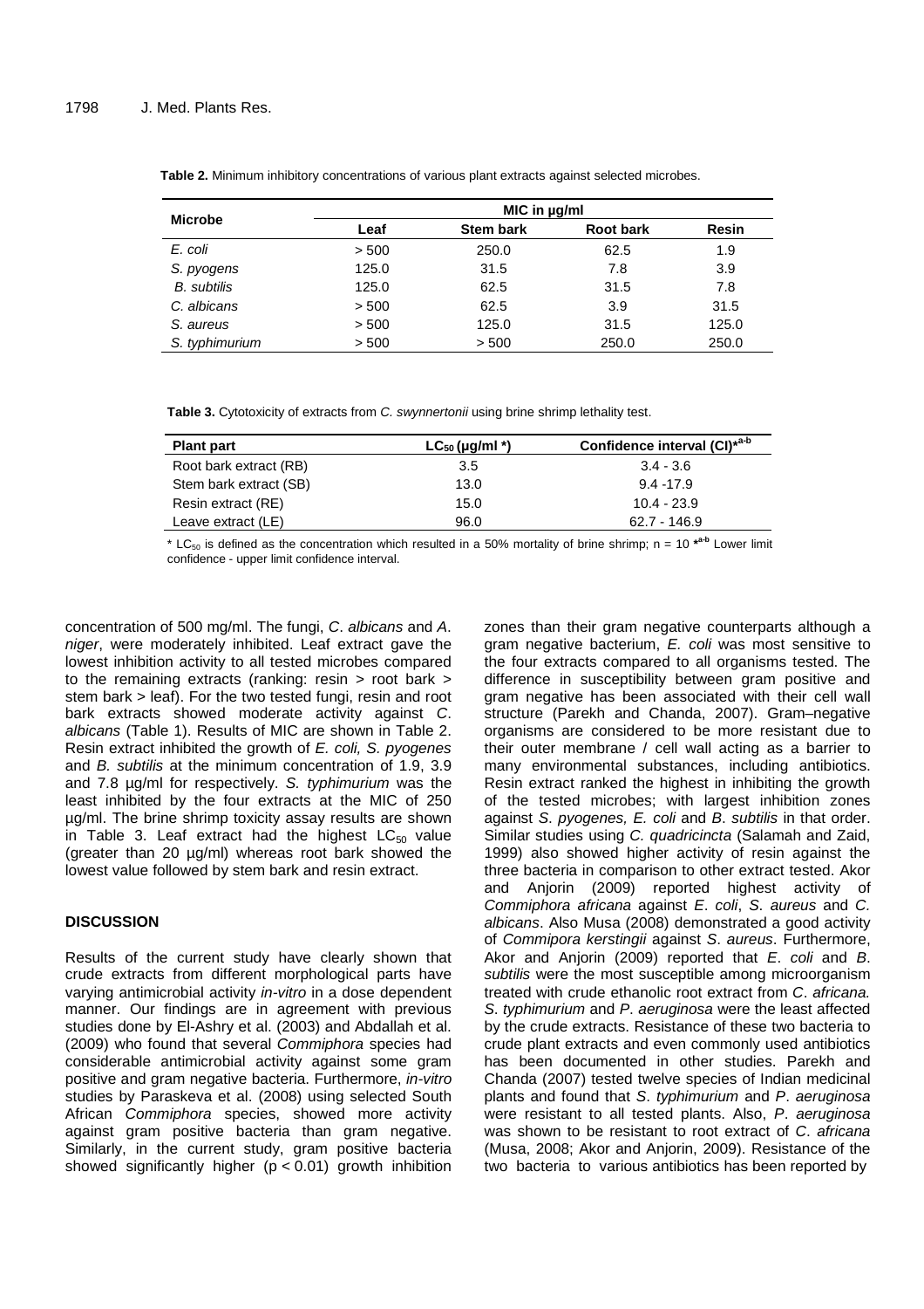**Table 2.** Minimum inhibitory concentrations of various plant extracts against selected microbes.

| Microbe | MIC in µg/ml | | | |
|---|---|---|---|---|
| | Leaf | Stem bark | Root bark | Resin |
| *E. coli* | > 500 | 250.0 | 62.5 | 1.9 |
| *S. pyogens* | 125.0 | 31.5 | 7.8 | 3.9 |
| *B. subtilis* | 125.0 | 62.5 | 31.5 | 7.8 |
| *C. albicans* | > 500 | 62.5 | 3.9 | 31.5 |
| *S. aureus* | > 500 | 125.0 | 31.5 | 125.0 |
| *S. typhimurium* | > 500 | > 500 | 250.0 | 250.0 |

**Table 3.** Cytotoxicity of extracts from *C. swynnertonii* using brine shrimp lethality test.

| Plant part | $LC_{50}$ (µg/ml *) | Confidence interval (CI)*[a-b] |
|---|---|---|
| Root bark extract (RB) | 3.5 | 3.4 - 3.6 |
| Stem bark extract (SB) | 13.0 | 9.4 -17.9 |
| Resin extract (RE) | 15.0 | 10.4 - 23.9 |
| Leave extract (LE) | 96.0 | 62.7 - 146.9 |

* $LC_{50}$ is defined as the concentration which resulted in a 50% mortality of brine shrimp; n = 10 *[a-b] Lower limit confidence - upper limit confidence interval.

concentration of 500 mg/ml. The fungi, *C*. *albicans* and *A*. *niger*, were moderately inhibited. Leaf extract gave the lowest inhibition activity to all tested microbes compared to the remaining extracts (ranking: resin > root bark > stem bark > leaf). For the two tested fungi, resin and root bark extracts showed moderate activity against *C*. *albicans* (Table 1). Results of MIC are shown in Table 2. Resin extract inhibited the growth of *E. coli, S. pyogenes* and *B. subtilis* at the minimum concentration of 1.9, 3.9 and 7.8 µg/ml for respectively. *S. typhimurium* was the least inhibited by the four extracts at the MIC of 250 µg/ml. The brine shrimp toxicity assay results are shown in Table 3. Leaf extract had the highest $LC_{50}$ value (greater than 20 µg/ml) whereas root bark showed the lowest value followed by stem bark and resin extract.

## DISCUSSION

Results of the current study have clearly shown that crude extracts from different morphological parts have varying antimicrobial activity *in-vitro* in a dose dependent manner. Our findings are in agreement with previous studies done by El-Ashry et al. (2003) and Abdallah et al. (2009) who found that several *Commiphora* species had considerable antimicrobial activity against some gram positive and gram negative bacteria. Furthermore, *in-vitro* studies by Paraskeva et al. (2008) using selected South African *Commiphora* species, showed more activity against gram positive bacteria than gram negative. Similarly, in the current study, gram positive bacteria showed significantly higher ($p < 0.01$) growth inhibition zones than their gram negative counterparts although a gram negative bacterium, *E. coli* was most sensitive to the four extracts compared to all organisms tested. The difference in susceptibility between gram positive and gram negative has been associated with their cell wall structure (Parekh and Chanda, 2007). Gram–negative organisms are considered to be more resistant due to their outer membrane / cell wall acting as a barrier to many environmental substances, including antibiotics. Resin extract ranked the highest in inhibiting the growth of the tested microbes; with largest inhibition zones against *S*. *pyogenes, E. coli* and *B*. *subtilis* in that order. Similar studies using *C. quadricincta* (Salamah and Zaid, 1999) also showed higher activity of resin against the three bacteria in comparison to other extract tested. Akor and Anjorin (2009) reported highest activity of *Commiphora africana* against *E*. *coli*, *S*. *aureus* and *C. albicans*. Also Musa (2008) demonstrated a good activity of *Commipora kerstingii* against *S*. *aureus*. Furthermore, Akor and Anjorin (2009) reported that *E*. *coli* and *B*. *subtilis* were the most susceptible among microorganism treated with crude ethanolic root extract from *C*. *africana. S*. *typhimurium* and *P*. *aeruginosa* were the least affected by the crude extracts. Resistance of these two bacteria to crude plant extracts and even commonly used antibiotics has been documented in other studies. Parekh and Chanda (2007) tested twelve species of Indian medicinal plants and found that *S*. *typhimurium* and *P*. *aeruginosa* were resistant to all tested plants. Also, *P*. *aeruginosa* was shown to be resistant to root extract of *C*. *africana* (Musa, 2008; Akor and Anjorin, 2009). Resistance of the two bacteria to various antibiotics has been reported by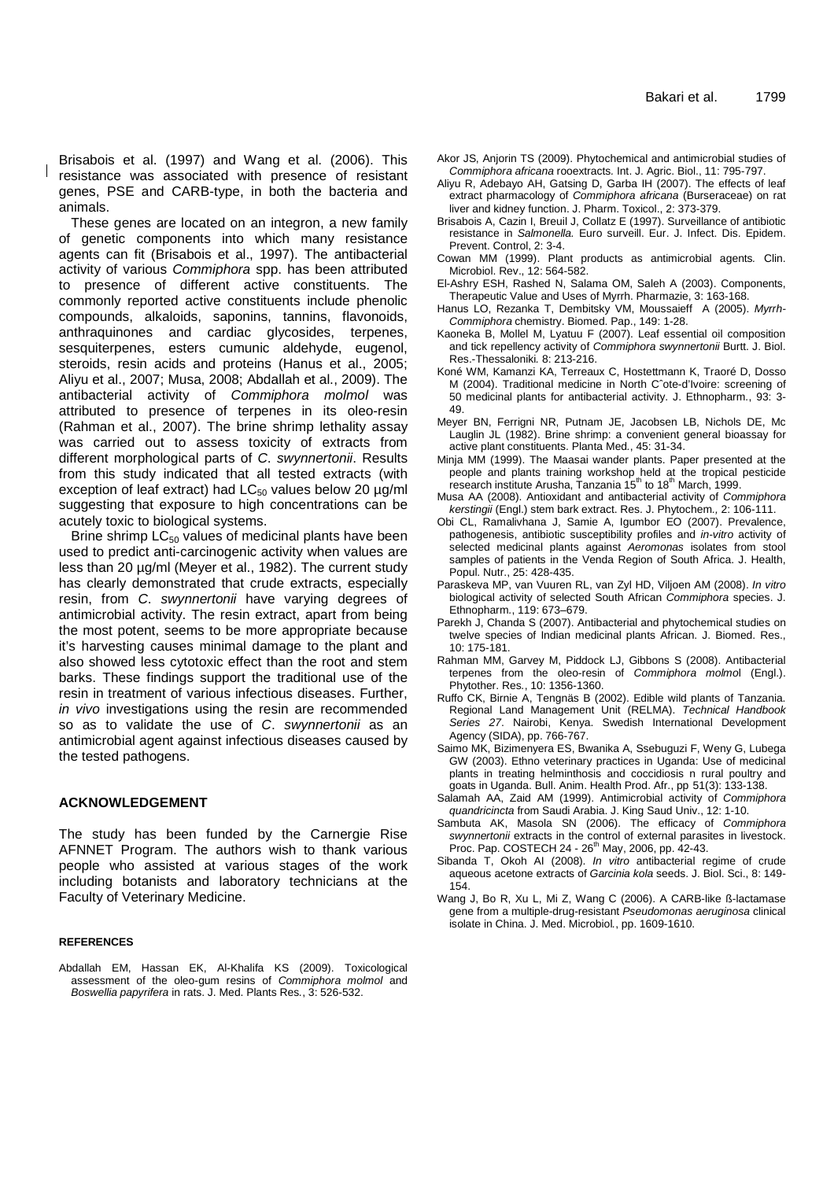Brisabois et al. (1997) and Wang et al. (2006). This resistance was associated with presence of resistant genes, PSE and CARB-type, in both the bacteria and animals.

These genes are located on an integron, a new family of genetic components into which many resistance agents can fit (Brisabois et al., 1997). The antibacterial activity of various *Commiphora* spp. has been attributed to presence of different active constituents. The commonly reported active constituents include phenolic compounds, alkaloids, saponins, tannins, flavonoids, anthraquinones and cardiac glycosides, terpenes, sesquiterpenes, esters cumunic aldehyde, eugenol, steroids, resin acids and proteins (Hanus et al., 2005; Aliyu et al., 2007; Musa, 2008; Abdallah et al., 2009). The antibacterial activity of *Commiphora molmol* was attributed to presence of terpenes in its oleo-resin (Rahman et al., 2007). The brine shrimp lethality assay was carried out to assess toxicity of extracts from different morphological parts of *C. swynnertonii*. Results from this study indicated that all tested extracts (with exception of leaf extract) had $LC_{50}$ values below 20 µg/ml suggesting that exposure to high concentrations can be acutely toxic to biological systems.

Brine shrimp $LC_{50}$ values of medicinal plants have been used to predict anti-carcinogenic activity when values are less than 20 µg/ml (Meyer et al., 1982). The current study has clearly demonstrated that crude extracts, especially resin, from *C. swynnertonii* have varying degrees of antimicrobial activity. The resin extract, apart from being the most potent, seems to be more appropriate because it's harvesting causes minimal damage to the plant and also showed less cytotoxic effect than the root and stem barks. These findings support the traditional use of the resin in treatment of various infectious diseases. Further, *in vivo* investigations using the resin are recommended so as to validate the use of *C. swynnertonii* as an antimicrobial agent against infectious diseases caused by the tested pathogens.

## ACKNOWLEDGEMENT

The study has been funded by the Carnergie Rise AFNNET Program. The authors wish to thank various people who assisted at various stages of the work including botanists and laboratory technicians at the Faculty of Veterinary Medicine.

## REFERENCES

Abdallah EM, Hassan EK, Al-Khalifa KS (2009). Toxicological assessment of the oleo-gum resins of *Commiphora molmol* and *Boswellia papyrifera* in rats. J. Med. Plants Res., 3: 526-532.

Akor JS, Anjorin TS (2009). Phytochemical and antimicrobial studies of *Commiphora africana* rooextracts. Int. J. Agric. Biol., 11: 795-797.

Aliyu R, Adebayo AH, Gatsing D, Garba IH (2007). The effects of leaf extract pharmacology of *Commiphora africana* (Burseraceae) on rat liver and kidney function. J. Pharm. Toxicol., 2: 373-379.

Brisabois A, Cazin I, Breuil J, Collatz E (1997). Surveillance of antibiotic resistance in *Salmonella*. Euro surveill. Eur. J. Infect. Dis. Epidem. Prevent. Control, 2: 3-4.

Cowan MM (1999). Plant products as antimicrobial agents. Clin. Microbiol. Rev., 12: 564-582.

El-Ashry ESH, Rashed N, Salama OM, Saleh A (2003). Components, Therapeutic Value and Uses of Myrrh. Pharmazie, 3: 163-168.

Hanus LO, Rezanka T, Dembitsky VM, Moussaieff A (2005). *Myrrh-Commiphora* chemistry. Biomed. Pap., 149: 1-28.

Kaoneka B, Mollel M, Lyatuu F (2007). Leaf essential oil composition and tick repellency activity of *Commiphora swynnertonii* Burtt. J. Biol. Res.-Thessaloniki. 8: 213-216.

Koné WM, Kamanzi KA, Terreaux C, Hostettmann K, Traoré D, Dosso M (2004). Traditional medicine in North Cˆote-d'Ivoire: screening of 50 medicinal plants for antibacterial activity. J. Ethnopharm., 93: 3-49.

Meyer BN, Ferrigni NR, Putnam JE, Jacobsen LB, Nichols DE, Mc Lauglin JL (1982). Brine shrimp: a convenient general bioassay for active plant constituents. Planta Med., 45: 31-34.

Minja MM (1999). The Maasai wander plants. Paper presented at the people and plants training workshop held at the tropical pesticide research institute Arusha, Tanzania 15th to 18th March, 1999.

Musa AA (2008). Antioxidant and antibacterial activity of *Commiphora kerstingii* (Engl.) stem bark extract. Res. J. Phytochem., 2: 106-111.

Obi CL, Ramalivhana J, Samie A, Igumbor EO (2007). Prevalence, pathogenesis, antibiotic susceptibility profiles and *in-vitro* activity of selected medicinal plants against *Aeromonas* isolates from stool samples of patients in the Venda Region of South Africa. J. Health, Popul. Nutr., 25: 428-435.

Paraskeva MP, van Vuuren RL, van Zyl HD, Viljoen AM (2008). *In vitro* biological activity of selected South African *Commiphora* species. J. Ethnopharm., 119: 673–679.

Parekh J, Chanda S (2007). Antibacterial and phytochemical studies on twelve species of Indian medicinal plants African. J. Biomed. Res., 10: 175-181.

Rahman MM, Garvey M, Piddock LJ, Gibbons S (2008). Antibacterial terpenes from the oleo-resin of *Commiphora molmol* (Engl.). Phytother. Res., 10: 1356-1360.

Ruffo CK, Birnie A, Tengnäs B (2002). Edible wild plants of Tanzania. Regional Land Management Unit (RELMA). *Technical Handbook Series 27*. Nairobi, Kenya. Swedish International Development Agency (SIDA), pp. 766-767.

Saimo MK, Bizimenyera ES, Bwanika A, Ssebuguzi F, Weny G, Lubega GW (2003). Ethno veterinary practices in Uganda: Use of medicinal plants in treating helminthosis and coccidiosis n rural poultry and goats in Uganda. Bull. Anim. Health Prod. Afr., pp 51(3): 133-138.

Salamah AA, Zaid AM (1999). Antimicrobial activity of *Commiphora quandricincta* from Saudi Arabia. J. King Saud Univ., 12: 1-10.

Sambuta AK, Masola SN (2006). The efficacy of *Commiphora swynnertonii* extracts in the control of external parasites in livestock. Proc. Pap. COSTECH 24 - 26th May, 2006, pp. 42-43.

Sibanda T, Okoh AI (2008). *In vitro* antibacterial regime of crude aqueous acetone extracts of *Garcinia kola* seeds. J. Biol. Sci., 8: 149-154.

Wang J, Bo R, Xu L, Mi Z, Wang C (2006). A CARB-like ß-lactamase gene from a multiple-drug-resistant *Pseudomonas aeruginosa* clinical isolate in China. J. Med. Microbiol., pp. 1609-1610.